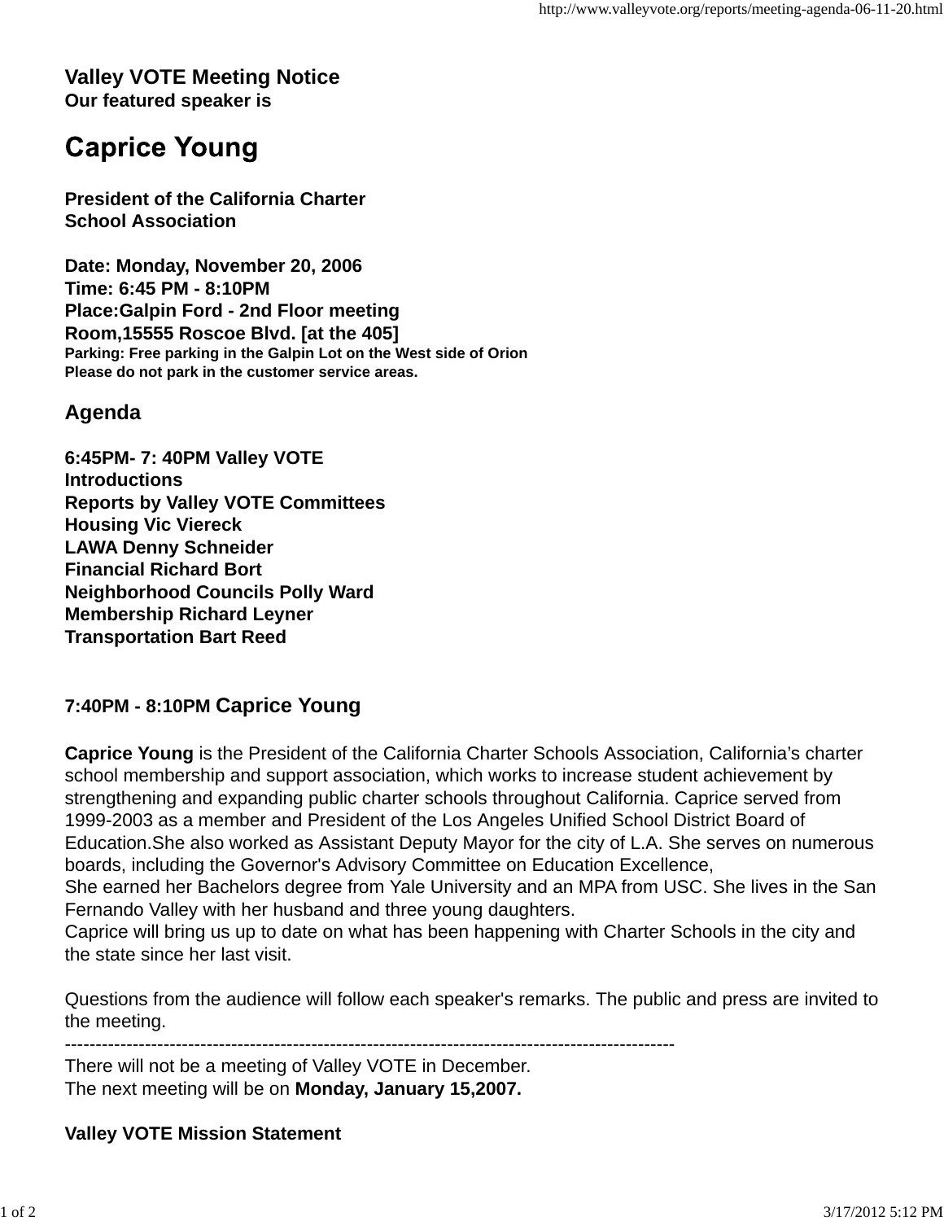# Valley VOTE Meeting Notice

**Our featured speaker is**

# Caprice Young

**President of the California Charter School Association**

**Date: Monday, November 20, 2006**
**Time: 6:45 PM - 8:10PM**
**Place:Galpin Ford - 2nd Floor meeting Room,15555 Roscoe Blvd. [at the 405]**
**Parking: Free parking in the Galpin Lot on the West side of Orion**
**Please do not park in the customer service areas.**

## Agenda

**6:45PM- 7: 40PM Valley VOTE**
**Introductions**
**Reports by Valley VOTE Committees**
**Housing Vic Viereck**
**LAWA Denny Schneider**
**Financial Richard Bort**
**Neighborhood Councils Polly Ward**
**Membership Richard Leyner**
**Transportation Bart Reed**

**7:40PM - 8:10PM Caprice Young**

**Caprice Young** is the President of the California Charter Schools Association, California's charter school membership and support association, which works to increase student achievement by strengthening and expanding public charter schools throughout California. Caprice served from 1999-2003 as a member and President of the Los Angeles Unified School District Board of Education.She also worked as Assistant Deputy Mayor for the city of L.A. She serves on numerous boards, including the Governor's Advisory Committee on Education Excellence,
She earned her Bachelors degree from Yale University and an MPA from USC. She lives in the San Fernando Valley with her husband and three young daughters.
Caprice will bring us up to date on what has been happening with Charter Schools in the city and the state since her last visit.

Questions from the audience will follow each speaker's remarks. The public and press are invited to the meeting.

----------------------------------------------------------------------------------------------------

There will not be a meeting of Valley VOTE in December.
The next meeting will be on **Monday, January 15,2007.**

**Valley VOTE Mission Statement**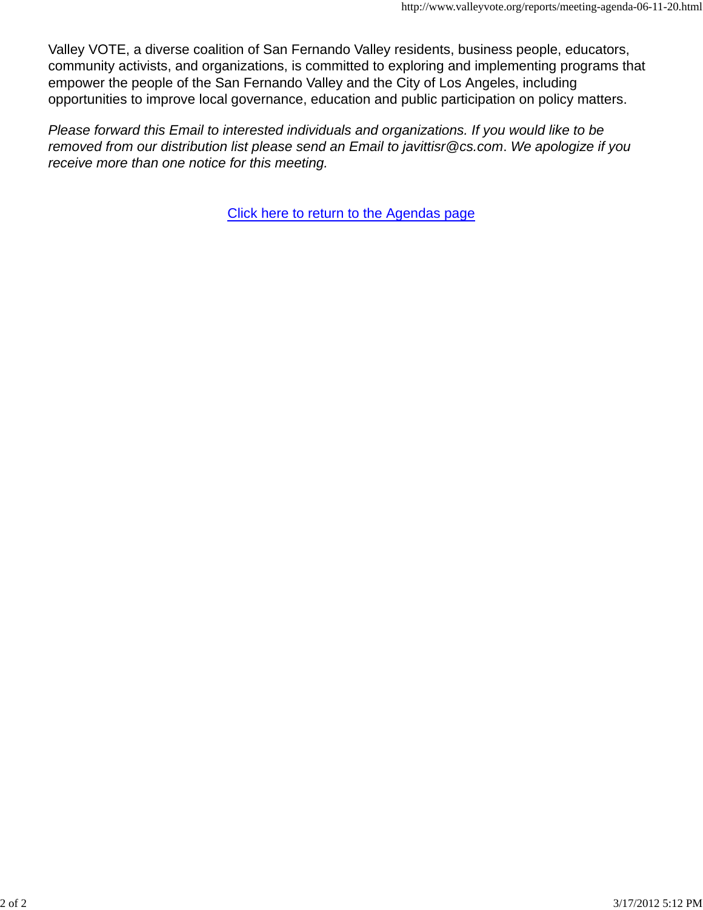Valley VOTE, a diverse coalition of San Fernando Valley residents, business people, educators, community activists, and organizations, is committed to exploring and implementing programs that empower the people of the San Fernando Valley and the City of Los Angeles, including opportunities to improve local governance, education and public participation on policy matters.

*Please forward this Email to interested individuals and organizations. If you would like to be removed from our distribution list please send an Email to javittisr@cs.com. We apologize if you receive more than one notice for this meeting.*

Click here to return to the Agendas page